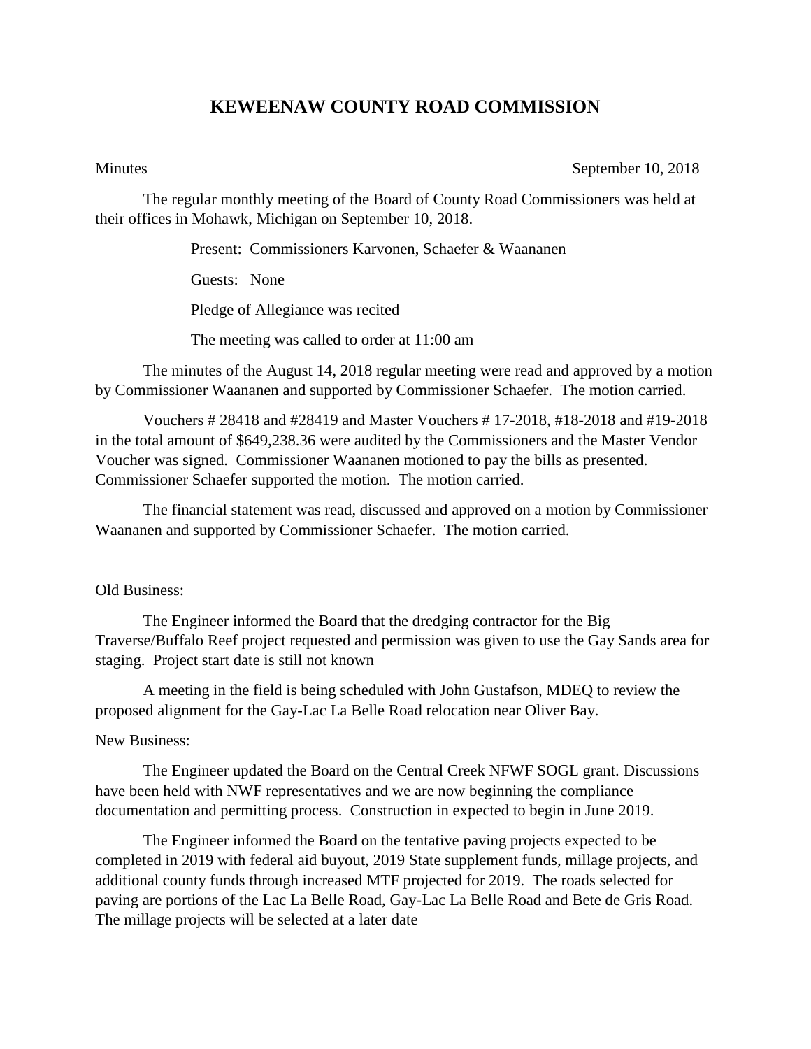# KEWEENAW COUNTY ROAD COMMISSION

Minutes September 10, 2018

The regular monthly meeting of the Board of County Road Commissioners was held at their offices in Mohawk, Michigan on September 10, 2018.

Present: Commissioners Karvonen, Schaefer & Waananen

Guests: None

Pledge of Allegiance was recited

The meeting was called to order at 11:00 am

The minutes of the August 14, 2018 regular meeting were read and approved by a motion by Commissioner Waananen and supported by Commissioner Schaefer. The motion carried.

Vouchers # 28418 and #28419 and Master Vouchers # 17-2018, #18-2018 and #19-2018 in the total amount of $649,238.36 were audited by the Commissioners and the Master Vendor Voucher was signed. Commissioner Waananen motioned to pay the bills as presented. Commissioner Schaefer supported the motion. The motion carried.

The financial statement was read, discussed and approved on a motion by Commissioner Waananen and supported by Commissioner Schaefer. The motion carried.

Old Business:

The Engineer informed the Board that the dredging contractor for the Big Traverse/Buffalo Reef project requested and permission was given to use the Gay Sands area for staging. Project start date is still not known

A meeting in the field is being scheduled with John Gustafson, MDEQ to review the proposed alignment for the Gay-Lac La Belle Road relocation near Oliver Bay.

New Business:

The Engineer updated the Board on the Central Creek NFWF SOGL grant. Discussions have been held with NWF representatives and we are now beginning the compliance documentation and permitting process. Construction in expected to begin in June 2019.

The Engineer informed the Board on the tentative paving projects expected to be completed in 2019 with federal aid buyout, 2019 State supplement funds, millage projects, and additional county funds through increased MTF projected for 2019. The roads selected for paving are portions of the Lac La Belle Road, Gay-Lac La Belle Road and Bete de Gris Road. The millage projects will be selected at a later date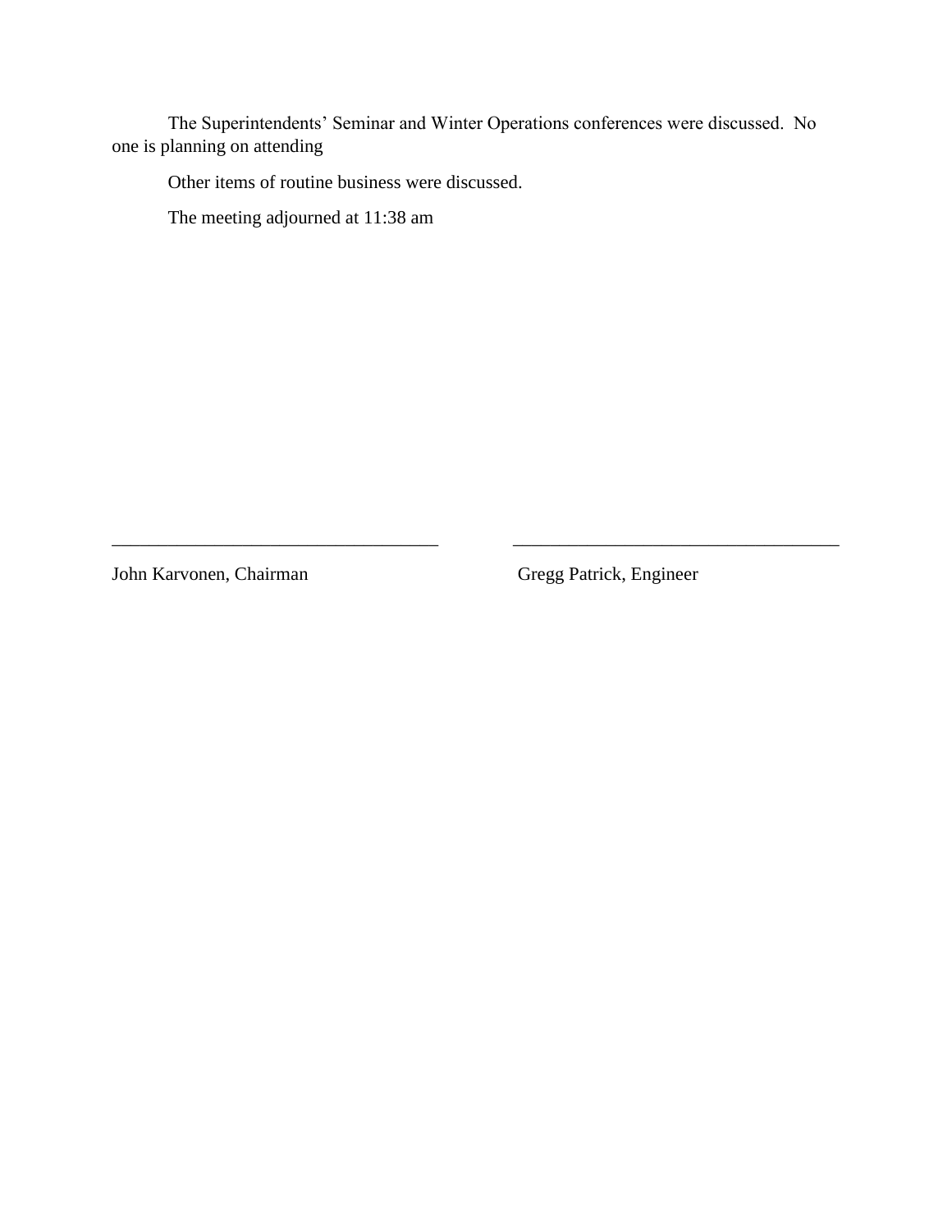The Superintendents' Seminar and Winter Operations conferences were discussed. No one is planning on attending

Other items of routine business were discussed.

The meeting adjourned at 11:38 am

| | |
|---|---|
| ___________________________________ | ___________________________________ |
| John Karvonen, Chairman | Gregg Patrick, Engineer |